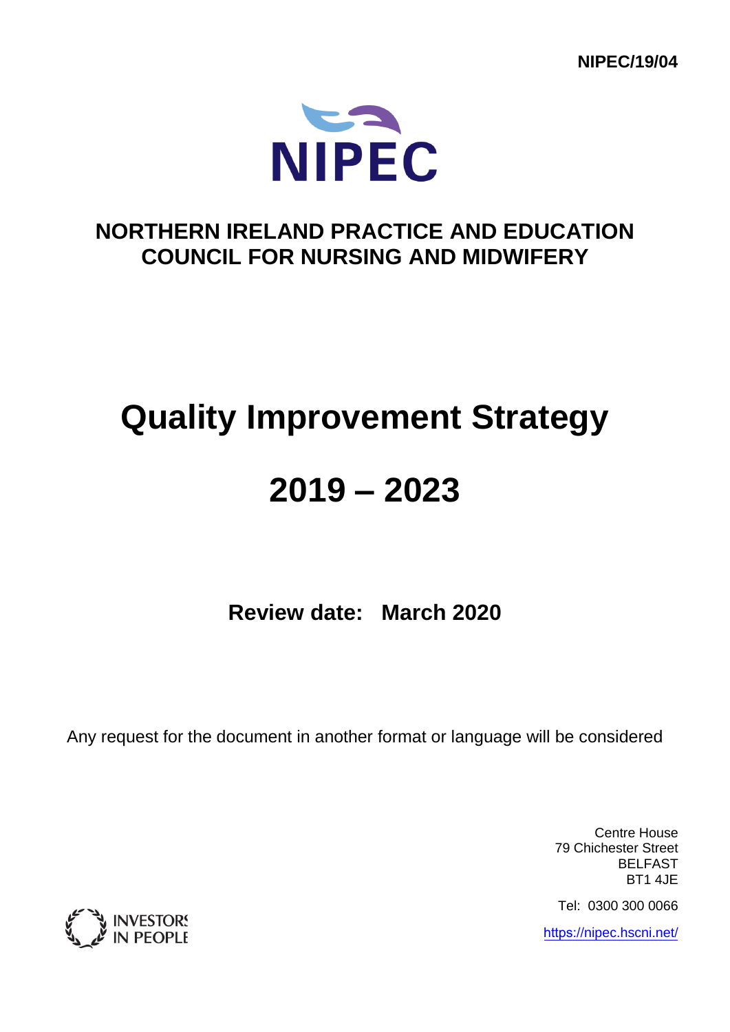NIPEC/19/04

NIPEC

# NORTHERN IRELAND PRACTICE AND EDUCATION COUNCIL FOR NURSING AND MIDWIFERY

# Quality Improvement Strategy

# 2019 – 2023

**Review date: March 2020**

Any request for the document in another format or language will be considered

Centre House  
79 Chichester Street  
BELFAST  
BT1 4JE

Tel: 0300 300 0066

https://nipec.hscni.net/

INVESTORS IN PEOPLE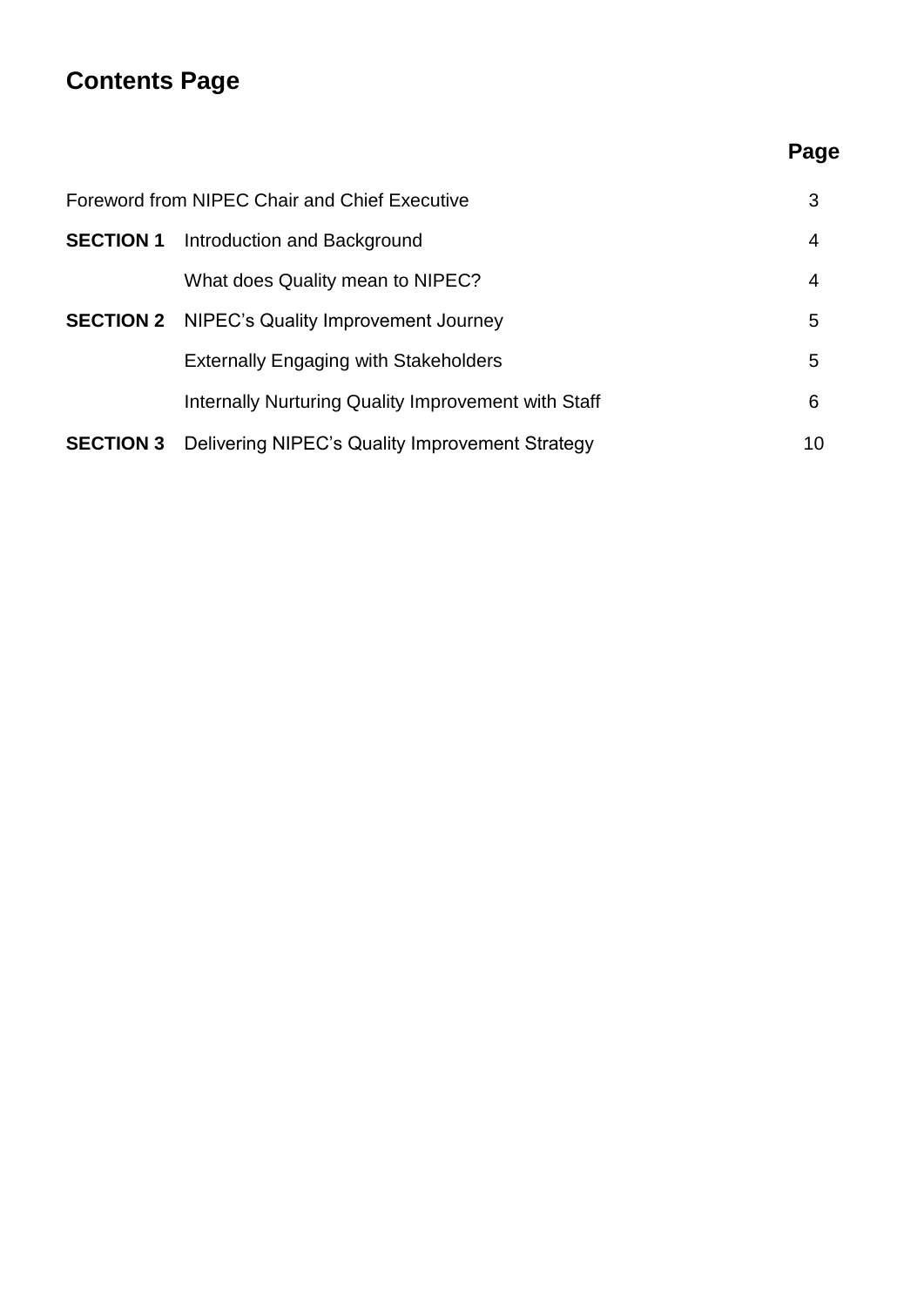# Contents Page

| | | Page |
|---|---|---|
| Foreword from NIPEC Chair and Chief Executive | | 3 |
| **SECTION 1** | Introduction and Background | 4 |
| | What does Quality mean to NIPEC? | 4 |
| **SECTION 2** | NIPEC's Quality Improvement Journey | 5 |
| | Externally Engaging with Stakeholders | 5 |
| | Internally Nurturing Quality Improvement with Staff | 6 |
| **SECTION 3** | Delivering NIPEC's Quality Improvement Strategy | 10 |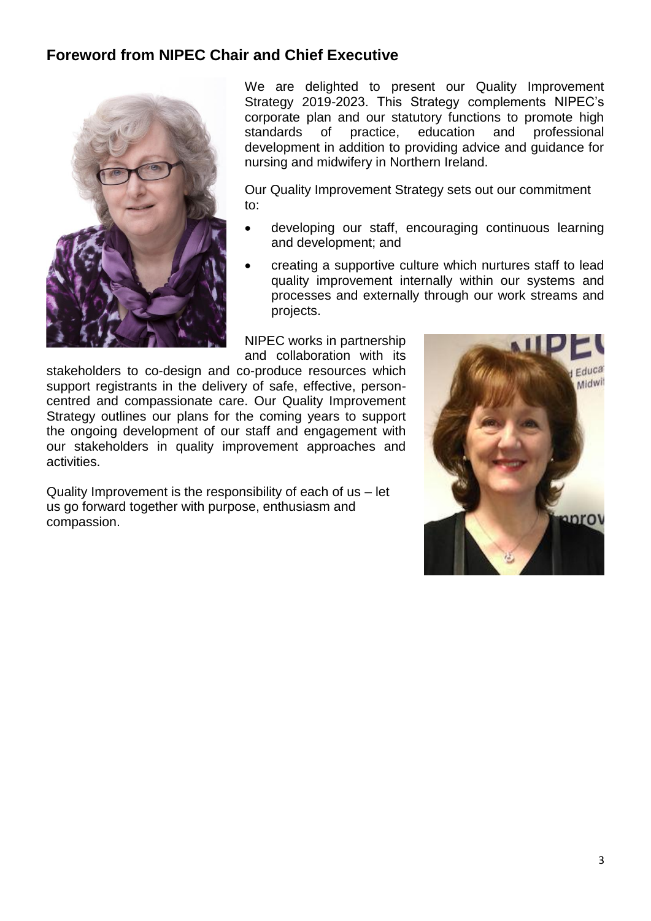## Foreword from NIPEC Chair and Chief Executive

We are delighted to present our Quality Improvement Strategy 2019-2023. This Strategy complements NIPEC's corporate plan and our statutory functions to promote high standards of practice, education and professional development in addition to providing advice and guidance for nursing and midwifery in Northern Ireland.

Our Quality Improvement Strategy sets out our commitment to:

- developing our staff, encouraging continuous learning and development; and
- creating a supportive culture which nurtures staff to lead quality improvement internally within our systems and processes and externally through our work streams and projects.

NIPEC works in partnership and collaboration with its stakeholders to co-design and co-produce resources which support registrants in the delivery of safe, effective, person-centred and compassionate care. Our Quality Improvement Strategy outlines our plans for the coming years to support the ongoing development of our staff and engagement with our stakeholders in quality improvement approaches and activities.

Quality Improvement is the responsibility of each of us – let us go forward together with purpose, enthusiasm and compassion.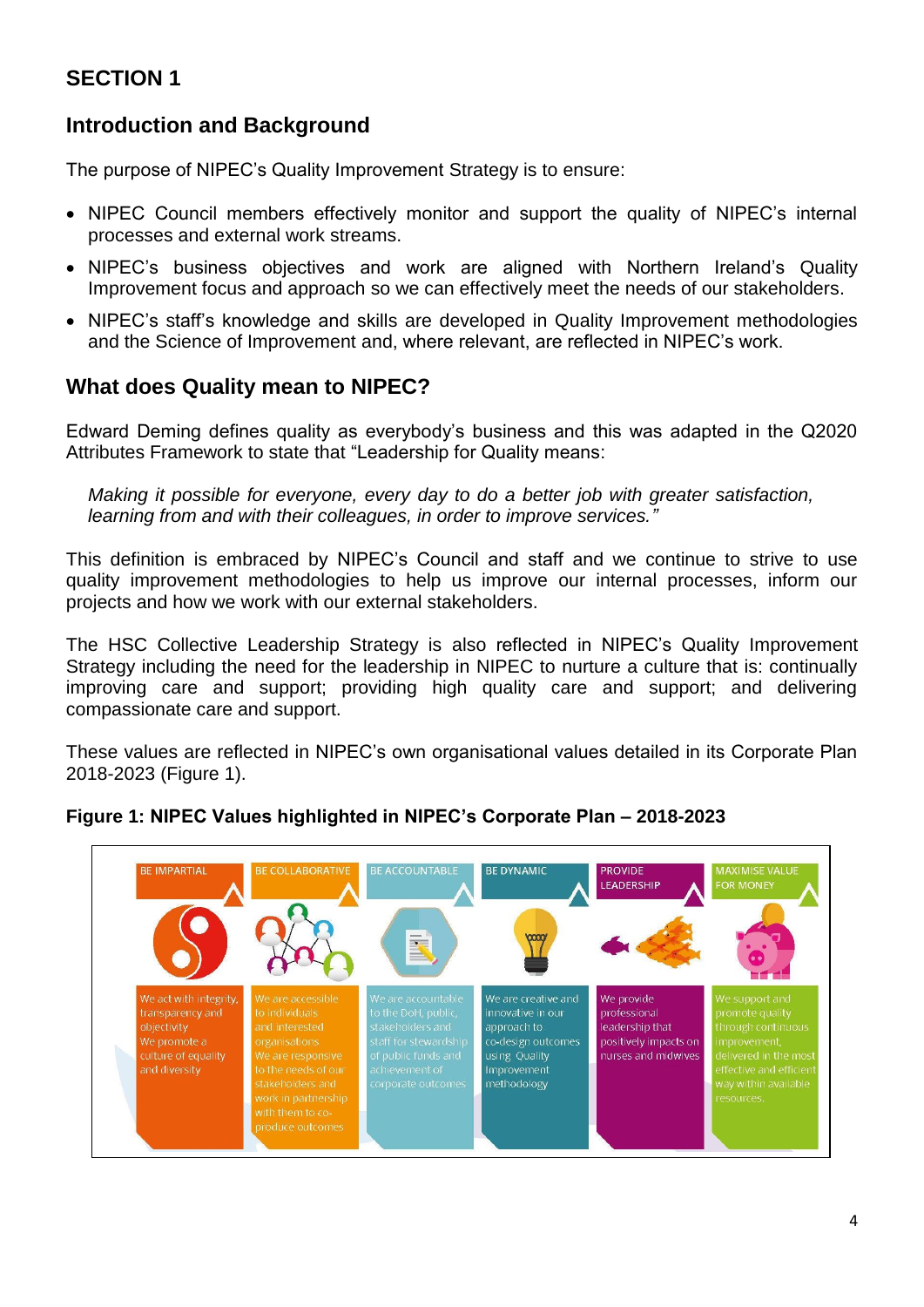# SECTION 1

## Introduction and Background

The purpose of NIPEC's Quality Improvement Strategy is to ensure:

- NIPEC Council members effectively monitor and support the quality of NIPEC's internal processes and external work streams.
- NIPEC's business objectives and work are aligned with Northern Ireland's Quality Improvement focus and approach so we can effectively meet the needs of our stakeholders.
- NIPEC's staff's knowledge and skills are developed in Quality Improvement methodologies and the Science of Improvement and, where relevant, are reflected in NIPEC's work.

## What does Quality mean to NIPEC?

Edward Deming defines quality as everybody's business and this was adapted in the Q2020 Attributes Framework to state that "Leadership for Quality means:

> *Making it possible for everyone, every day to do a better job with greater satisfaction, learning from and with their colleagues, in order to improve services."*

This definition is embraced by NIPEC's Council and staff and we continue to strive to use quality improvement methodologies to help us improve our internal processes, inform our projects and how we work with our external stakeholders.

The HSC Collective Leadership Strategy is also reflected in NIPEC's Quality Improvement Strategy including the need for the leadership in NIPEC to nurture a culture that is: continually improving care and support; providing high quality care and support; and delivering compassionate care and support.

These values are reflected in NIPEC's own organisational values detailed in its Corporate Plan 2018-2023 (Figure 1).

**Figure 1: NIPEC Values highlighted in NIPEC's Corporate Plan – 2018-2023**

| BE IMPARTIAL | BE COLLABORATIVE | BE ACCOUNTABLE | BE DYNAMIC | PROVIDE LEADERSHIP | MAXIMISE VALUE FOR MONEY |
|---|---|---|---|---|---|
| We act with integrity, transparency and objectivity. We promote a culture of equality and diversity | We are accessible to individuals and interested organisations. We are responsive to the needs of our stakeholders and work in partnership with them to co-produce outcomes | We are accountable to the DoH, public, stakeholders and staff for stewardship of public funds and achievement of corporate outcomes | We are creative and innovative in our approach to co-design outcomes using Quality Improvement methodology | We provide professional leadership that positively impacts on nurses and midwives | We support and promote quality through continuous improvement, delivered in the most effective and efficient way within available resources. |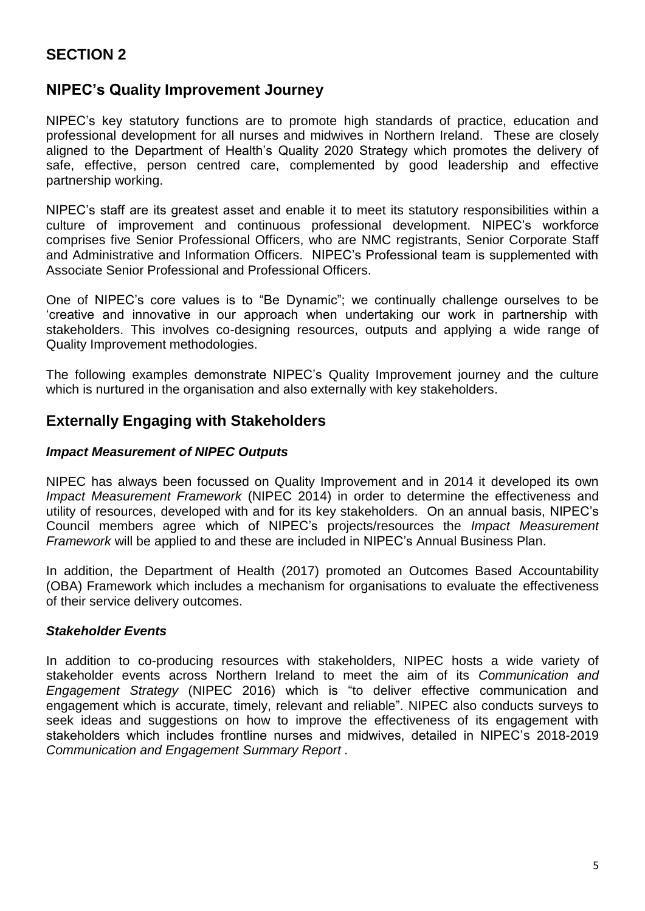## SECTION 2

## NIPEC's Quality Improvement Journey

NIPEC's key statutory functions are to promote high standards of practice, education and professional development for all nurses and midwives in Northern Ireland. These are closely aligned to the Department of Health's Quality 2020 Strategy which promotes the delivery of safe, effective, person centred care, complemented by good leadership and effective partnership working.

NIPEC's staff are its greatest asset and enable it to meet its statutory responsibilities within a culture of improvement and continuous professional development. NIPEC's workforce comprises five Senior Professional Officers, who are NMC registrants, Senior Corporate Staff and Administrative and Information Officers. NIPEC's Professional team is supplemented with Associate Senior Professional and Professional Officers.

One of NIPEC's core values is to "Be Dynamic"; we continually challenge ourselves to be 'creative and innovative in our approach when undertaking our work in partnership with stakeholders. This involves co-designing resources, outputs and applying a wide range of Quality Improvement methodologies.

The following examples demonstrate NIPEC's Quality Improvement journey and the culture which is nurtured in the organisation and also externally with key stakeholders.

## Externally Engaging with Stakeholders

### *Impact Measurement of NIPEC Outputs*

NIPEC has always been focussed on Quality Improvement and in 2014 it developed its own *Impact Measurement Framework* (NIPEC 2014) in order to determine the effectiveness and utility of resources, developed with and for its key stakeholders. On an annual basis, NIPEC's Council members agree which of NIPEC's projects/resources the *Impact Measurement Framework* will be applied to and these are included in NIPEC's Annual Business Plan.

In addition, the Department of Health (2017) promoted an Outcomes Based Accountability (OBA) Framework which includes a mechanism for organisations to evaluate the effectiveness of their service delivery outcomes.

### *Stakeholder Events*

In addition to co-producing resources with stakeholders, NIPEC hosts a wide variety of stakeholder events across Northern Ireland to meet the aim of its *Communication and Engagement Strategy* (NIPEC 2016) which is "to deliver effective communication and engagement which is accurate, timely, relevant and reliable". NIPEC also conducts surveys to seek ideas and suggestions on how to improve the effectiveness of its engagement with stakeholders which includes frontline nurses and midwives, detailed in NIPEC's 2018-2019 *Communication and Engagement Summary Report* .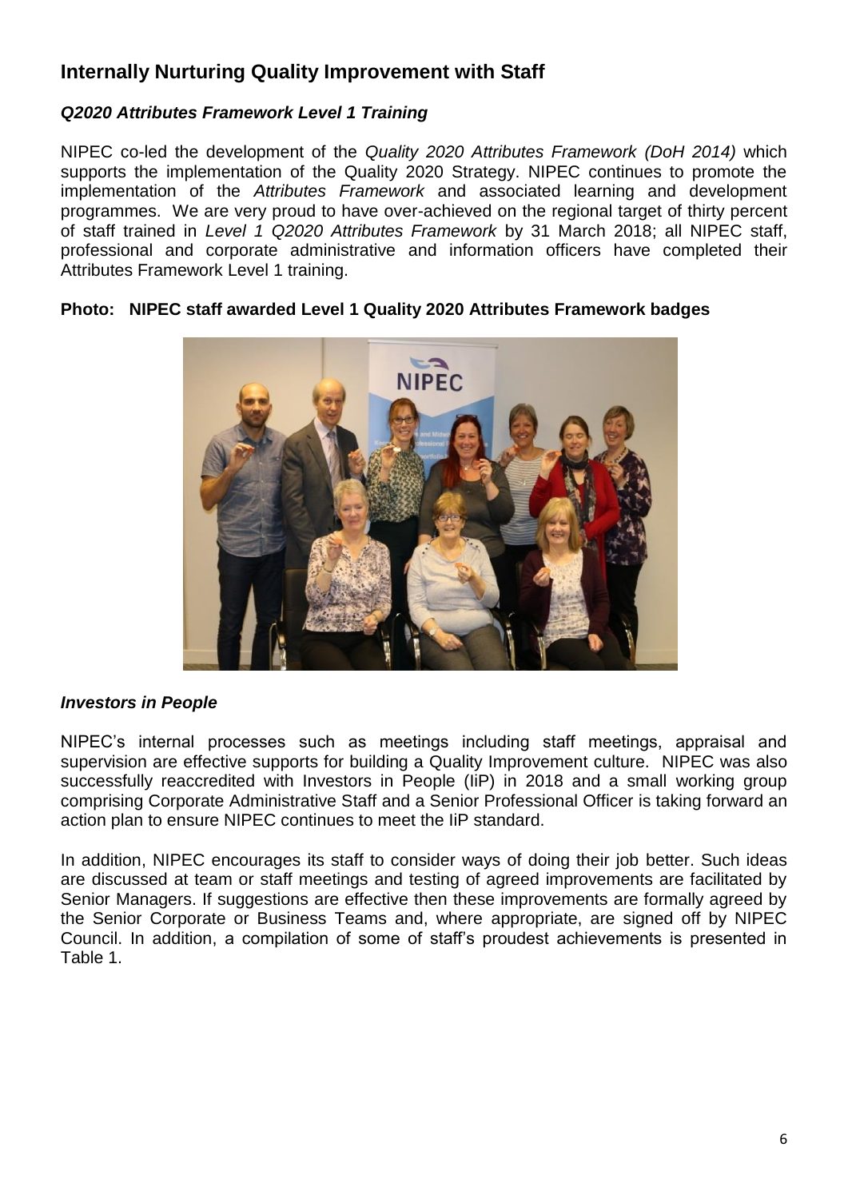## Internally Nurturing Quality Improvement with Staff

### *Q2020 Attributes Framework Level 1 Training*

NIPEC co-led the development of the *Quality 2020 Attributes Framework (DoH 2014)* which supports the implementation of the Quality 2020 Strategy. NIPEC continues to promote the implementation of the *Attributes Framework* and associated learning and development programmes. We are very proud to have over-achieved on the regional target of thirty percent of staff trained in *Level 1 Q2020 Attributes Framework* by 31 March 2018; all NIPEC staff, professional and corporate administrative and information officers have completed their Attributes Framework Level 1 training.

**Photo: NIPEC staff awarded Level 1 Quality 2020 Attributes Framework badges**

### *Investors in People*

NIPEC's internal processes such as meetings including staff meetings, appraisal and supervision are effective supports for building a Quality Improvement culture. NIPEC was also successfully reaccredited with Investors in People (IiP) in 2018 and a small working group comprising Corporate Administrative Staff and a Senior Professional Officer is taking forward an action plan to ensure NIPEC continues to meet the IiP standard.

In addition, NIPEC encourages its staff to consider ways of doing their job better. Such ideas are discussed at team or staff meetings and testing of agreed improvements are facilitated by Senior Managers. If suggestions are effective then these improvements are formally agreed by the Senior Corporate or Business Teams and, where appropriate, are signed off by NIPEC Council. In addition, a compilation of some of staff's proudest achievements is presented in Table 1.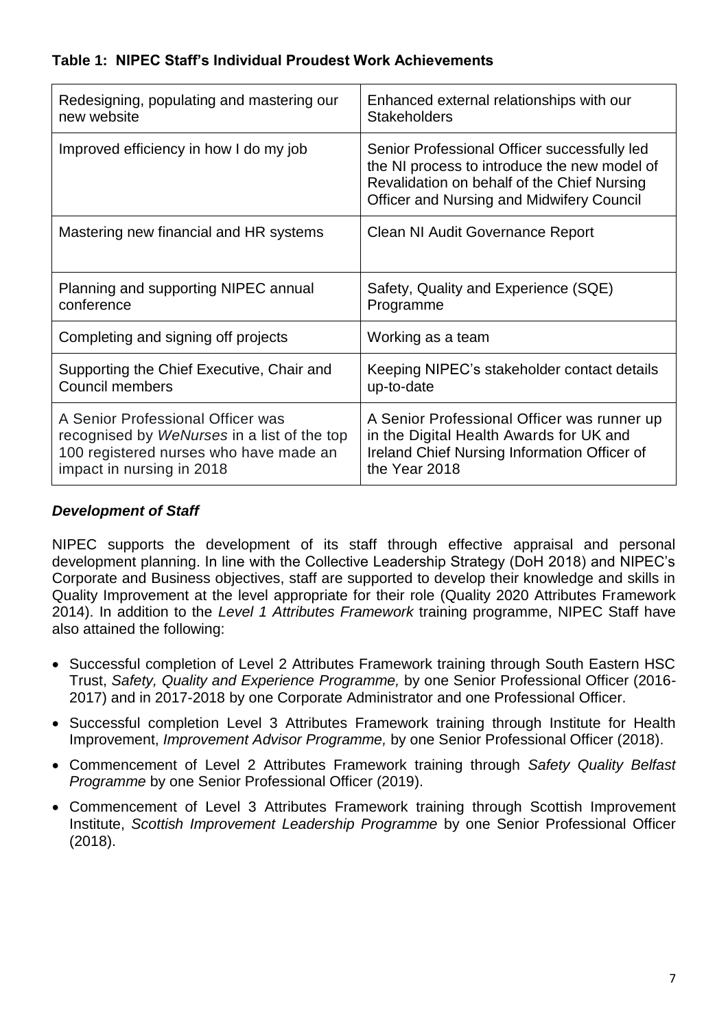**Table 1: NIPEC Staff's Individual Proudest Work Achievements**

| | |
|---|---|
| Redesigning, populating and mastering our new website | Enhanced external relationships with our Stakeholders |
| Improved efficiency in how I do my job | Senior Professional Officer successfully led the NI process to introduce the new model of Revalidation on behalf of the Chief Nursing Officer and Nursing and Midwifery Council |
| Mastering new financial and HR systems | Clean NI Audit Governance Report |
| Planning and supporting NIPEC annual conference | Safety, Quality and Experience (SQE) Programme |
| Completing and signing off projects | Working as a team |
| Supporting the Chief Executive, Chair and Council members | Keeping NIPEC's stakeholder contact details up-to-date |
| A Senior Professional Officer was recognised by *WeNurses* in a list of the top 100 registered nurses who have made an impact in nursing in 2018 | A Senior Professional Officer was runner up in the Digital Health Awards for UK and Ireland Chief Nursing Information Officer of the Year 2018 |

***Development of Staff***

NIPEC supports the development of its staff through effective appraisal and personal development planning. In line with the Collective Leadership Strategy (DoH 2018) and NIPEC's Corporate and Business objectives, staff are supported to develop their knowledge and skills in Quality Improvement at the level appropriate for their role (Quality 2020 Attributes Framework 2014). In addition to the *Level 1 Attributes Framework* training programme, NIPEC Staff have also attained the following:

- Successful completion of Level 2 Attributes Framework training through South Eastern HSC Trust, *Safety, Quality and Experience Programme,* by one Senior Professional Officer (2016-2017) and in 2017-2018 by one Corporate Administrator and one Professional Officer.
- Successful completion Level 3 Attributes Framework training through Institute for Health Improvement, *Improvement Advisor Programme,* by one Senior Professional Officer (2018).
- Commencement of Level 2 Attributes Framework training through *Safety Quality Belfast Programme* by one Senior Professional Officer (2019).
- Commencement of Level 3 Attributes Framework training through Scottish Improvement Institute, *Scottish Improvement Leadership Programme* by one Senior Professional Officer (2018).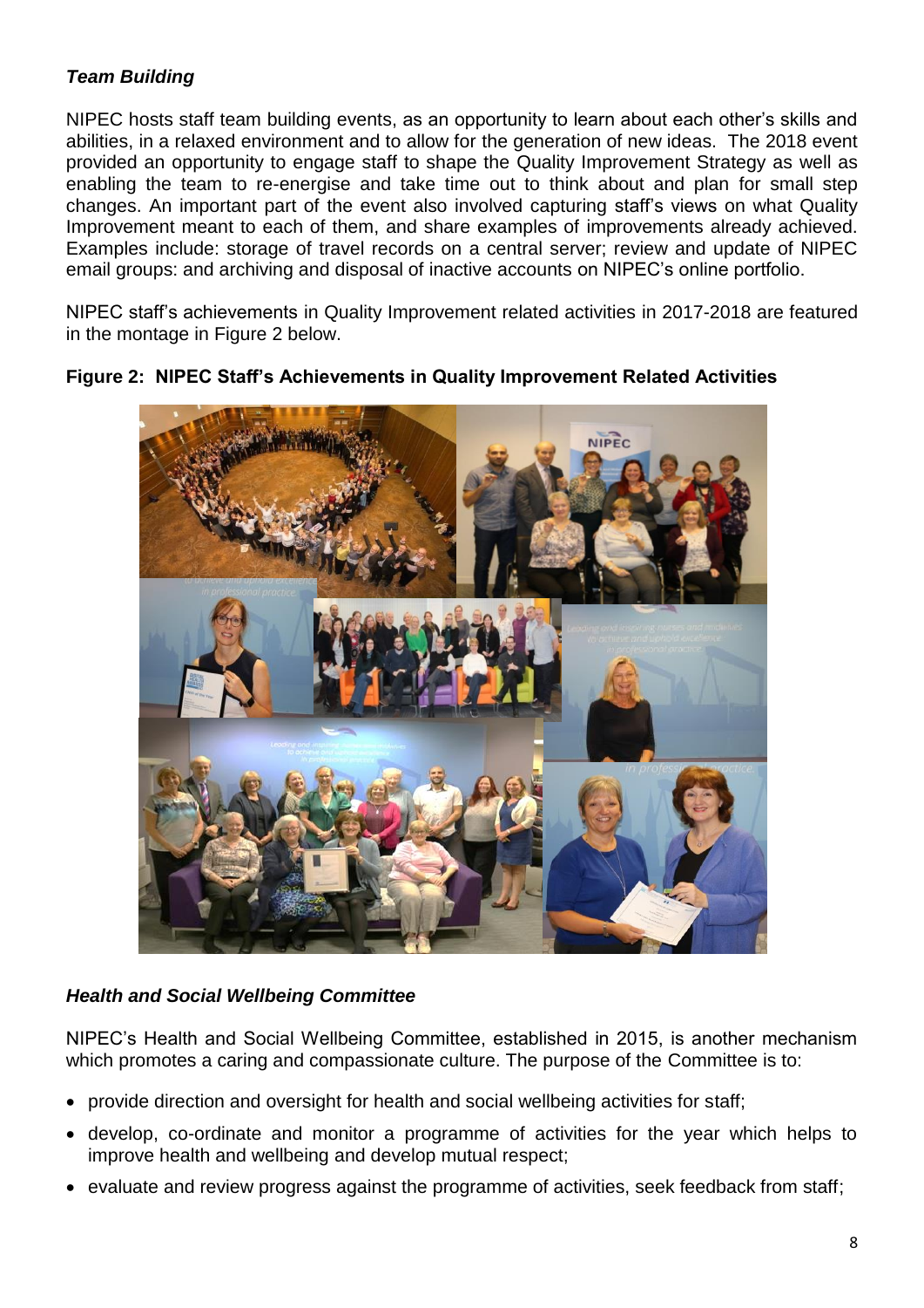### *Team Building*

NIPEC hosts staff team building events, as an opportunity to learn about each other's skills and abilities, in a relaxed environment and to allow for the generation of new ideas. The 2018 event provided an opportunity to engage staff to shape the Quality Improvement Strategy as well as enabling the team to re-energise and take time out to think about and plan for small step changes. An important part of the event also involved capturing staff's views on what Quality Improvement meant to each of them, and share examples of improvements already achieved. Examples include: storage of travel records on a central server; review and update of NIPEC email groups: and archiving and disposal of inactive accounts on NIPEC's online portfolio.

NIPEC staff's achievements in Quality Improvement related activities in 2017-2018 are featured in the montage in Figure 2 below.

**Figure 2: NIPEC Staff's Achievements in Quality Improvement Related Activities**

### *Health and Social Wellbeing Committee*

NIPEC's Health and Social Wellbeing Committee, established in 2015, is another mechanism which promotes a caring and compassionate culture. The purpose of the Committee is to:

- provide direction and oversight for health and social wellbeing activities for staff;
- develop, co-ordinate and monitor a programme of activities for the year which helps to improve health and wellbeing and develop mutual respect;
- evaluate and review progress against the programme of activities, seek feedback from staff;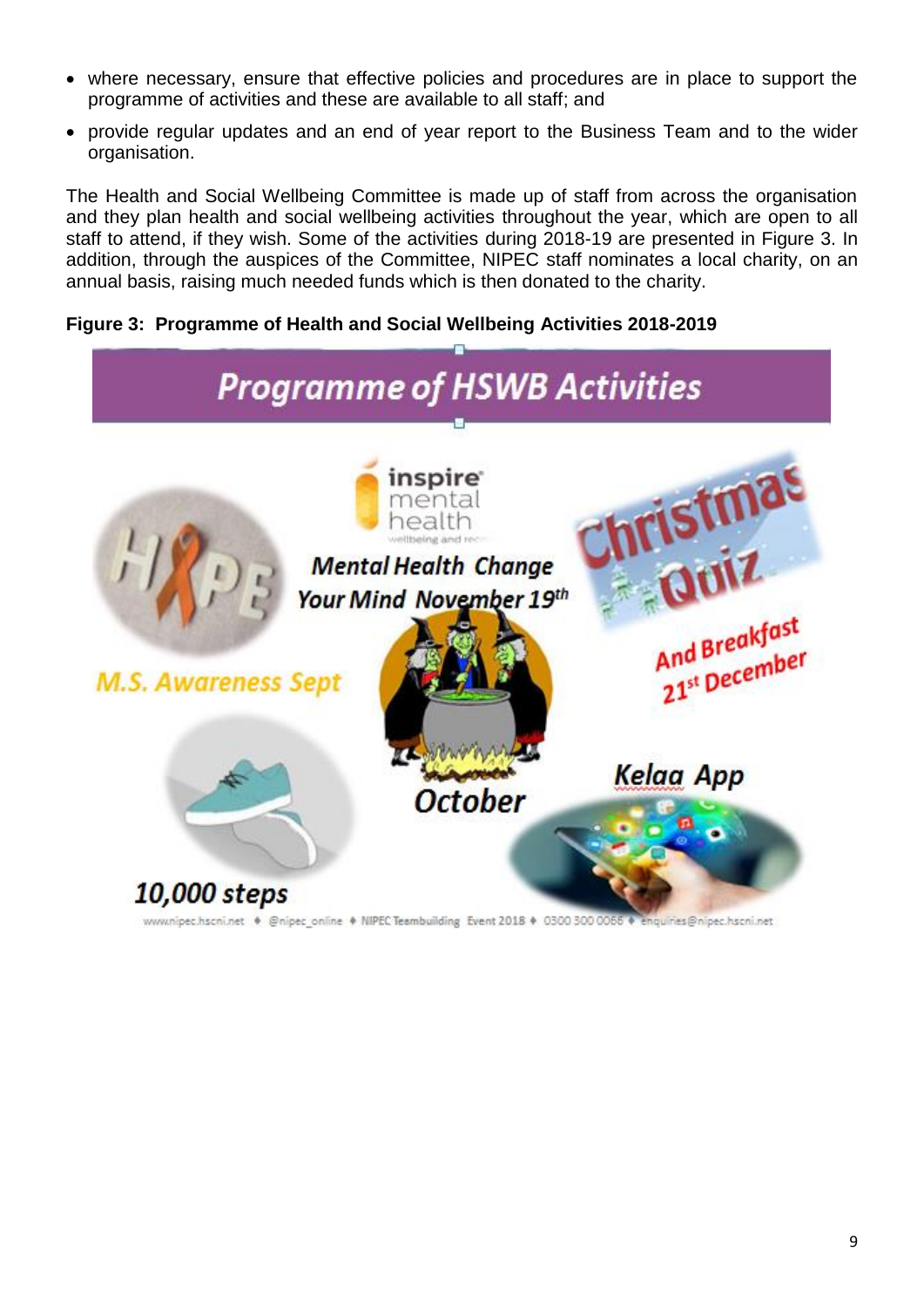- where necessary, ensure that effective policies and procedures are in place to support the programme of activities and these are available to all staff; and
- provide regular updates and an end of year report to the Business Team and to the wider organisation.

The Health and Social Wellbeing Committee is made up of staff from across the organisation and they plan health and social wellbeing activities throughout the year, which are open to all staff to attend, if they wish. Some of the activities during 2018-19 are presented in Figure 3. In addition, through the auspices of the Committee, NIPEC staff nominates a local charity, on an annual basis, raising much needed funds which is then donated to the charity.

**Figure 3: Programme of Health and Social Wellbeing Activities 2018-2019**

**Programme of HSWB Activities**

- M.S. Awareness Sept
- Mental Health Change Your Mind November 19th
- Christmas Quiz And Breakfast 21st December
- October
- Kelaa App
- 10,000 steps

www.nipec.hscni.net ♦ @nipec_online ♦ NIPEC Teambuilding Event 2018 ♦ 0300 300 0066 ♦ enquiries@nipec.hscni.net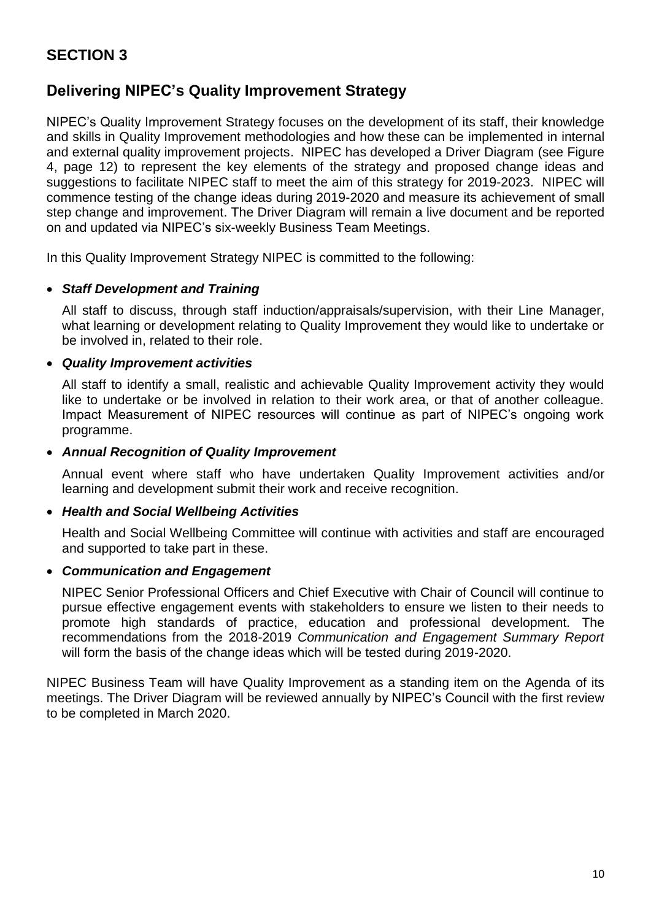# SECTION 3

## Delivering NIPEC's Quality Improvement Strategy

NIPEC's Quality Improvement Strategy focuses on the development of its staff, their knowledge and skills in Quality Improvement methodologies and how these can be implemented in internal and external quality improvement projects. NIPEC has developed a Driver Diagram (see Figure 4, page 12) to represent the key elements of the strategy and proposed change ideas and suggestions to facilitate NIPEC staff to meet the aim of this strategy for 2019-2023. NIPEC will commence testing of the change ideas during 2019-2020 and measure its achievement of small step change and improvement. The Driver Diagram will remain a live document and be reported on and updated via NIPEC's six-weekly Business Team Meetings.

In this Quality Improvement Strategy NIPEC is committed to the following:

- ***Staff Development and Training***

  All staff to discuss, through staff induction/appraisals/supervision, with their Line Manager, what learning or development relating to Quality Improvement they would like to undertake or be involved in, related to their role.

- ***Quality Improvement activities***

  All staff to identify a small, realistic and achievable Quality Improvement activity they would like to undertake or be involved in relation to their work area, or that of another colleague. Impact Measurement of NIPEC resources will continue as part of NIPEC's ongoing work programme.

- ***Annual Recognition of Quality Improvement***

  Annual event where staff who have undertaken Quality Improvement activities and/or learning and development submit their work and receive recognition.

- ***Health and Social Wellbeing Activities***

  Health and Social Wellbeing Committee will continue with activities and staff are encouraged and supported to take part in these.

- ***Communication and Engagement***

  NIPEC Senior Professional Officers and Chief Executive with Chair of Council will continue to pursue effective engagement events with stakeholders to ensure we listen to their needs to promote high standards of practice, education and professional development. The recommendations from the 2018-2019 *Communication and Engagement Summary Report* will form the basis of the change ideas which will be tested during 2019-2020.

NIPEC Business Team will have Quality Improvement as a standing item on the Agenda of its meetings. The Driver Diagram will be reviewed annually by NIPEC's Council with the first review to be completed in March 2020.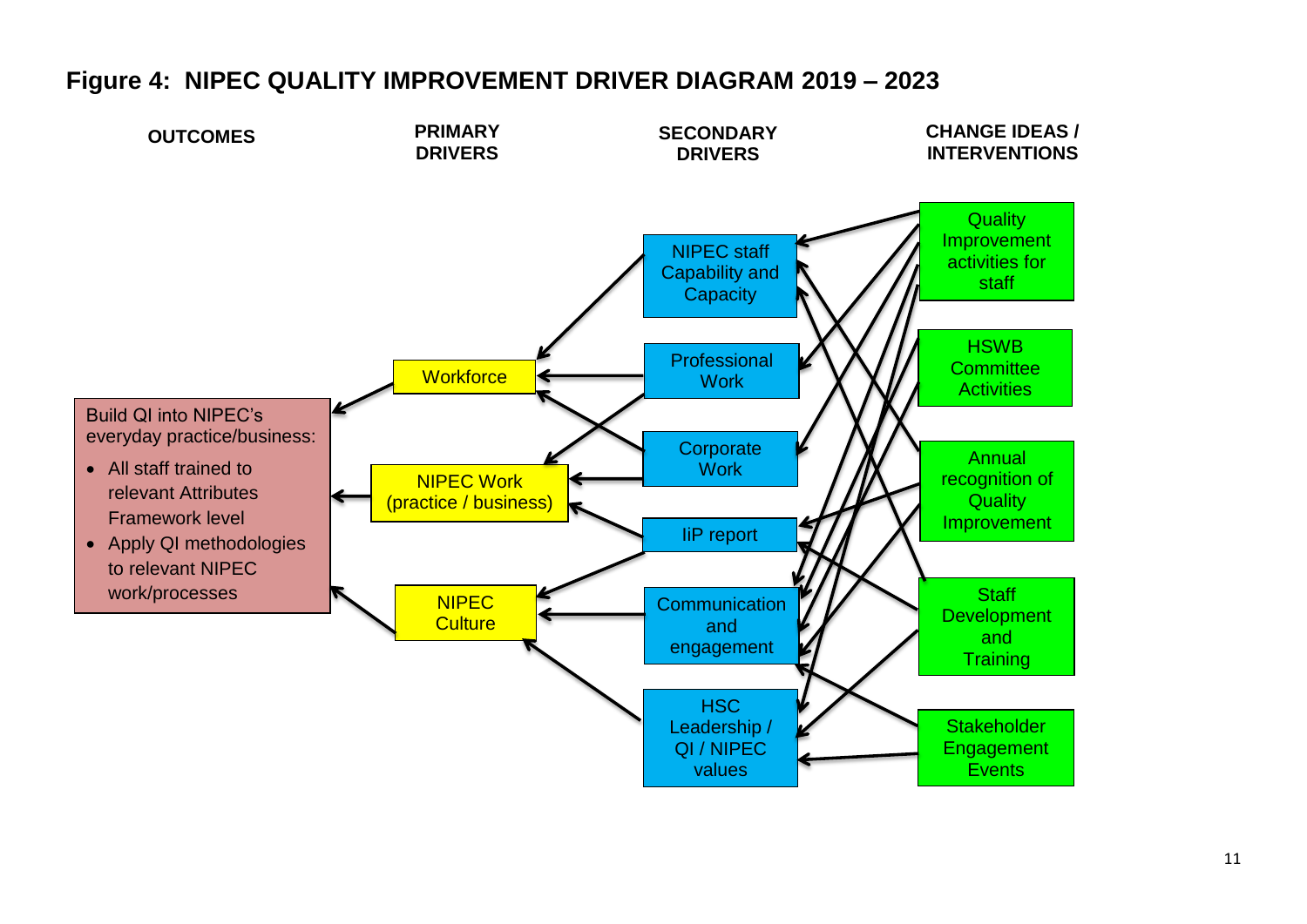## Figure 4: NIPEC QUALITY IMPROVEMENT DRIVER DIAGRAM 2019 – 2023

OUTCOMES

PRIMARY DRIVERS

SECONDARY DRIVERS

CHANGE IDEAS / INTERVENTIONS

Build QI into NIPEC's everyday practice/business:

- All staff trained to relevant Attributes Framework level
- Apply QI methodologies to relevant NIPEC work/processes

Workforce

NIPEC Work (practice / business)

NIPEC Culture

NIPEC staff Capability and Capacity

Professional Work

Corporate Work

IiP report

Communication and engagement

HSC Leadership / QI / NIPEC values

Quality Improvement activities for staff

HSWB Committee Activities

Annual recognition of Quality Improvement

Staff Development and Training

Stakeholder Engagement Events